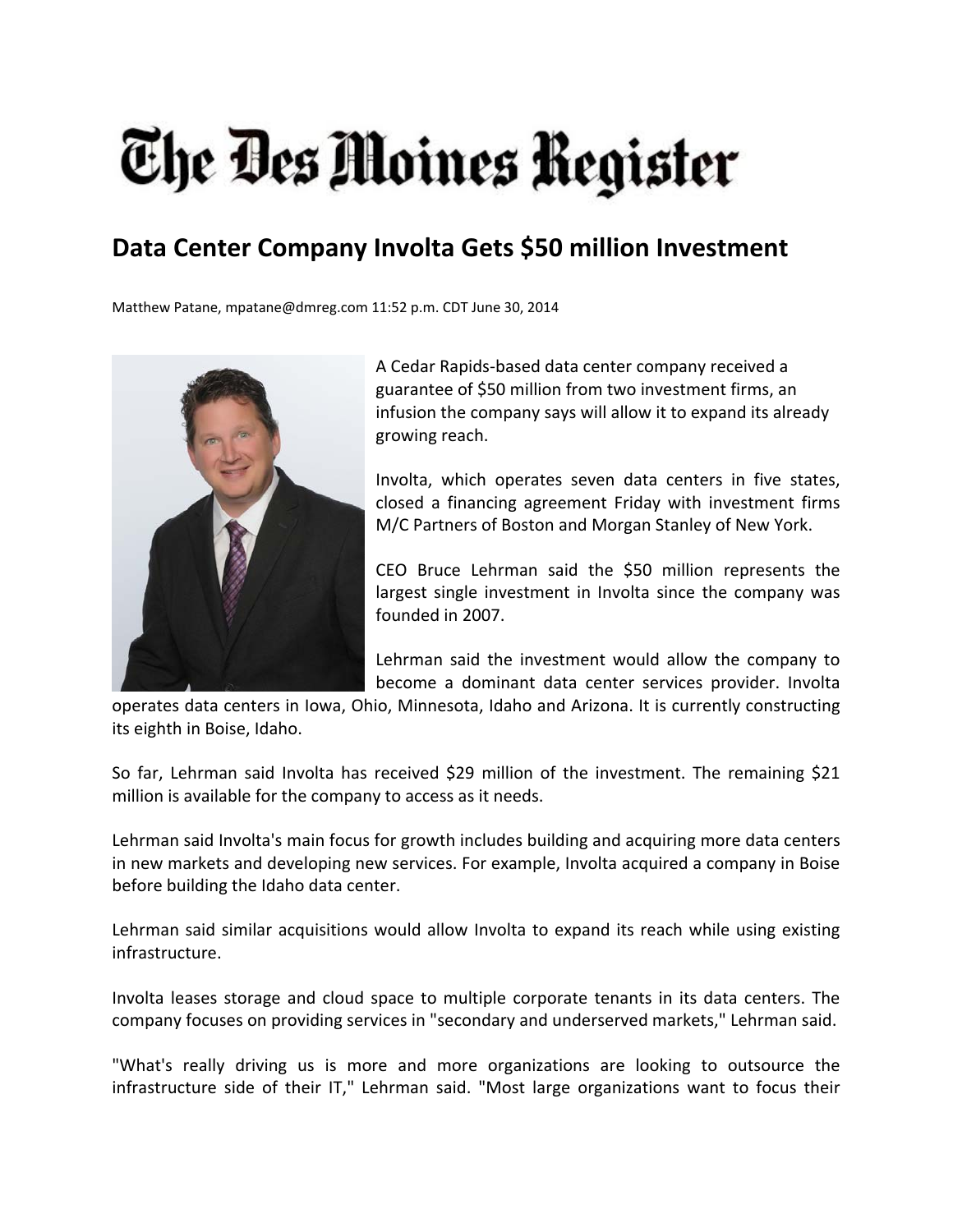# The Des Moines Register

## Data Center Company Involta Gets $50 million Investment

Matthew Patane, mpatane@dmreg.com 11:52 p.m. CDT June 30, 2014

A Cedar Rapids-based data center company received a guarantee of $50 million from two investment firms, an infusion the company says will allow it to expand its already growing reach.

Involta, which operates seven data centers in five states, closed a financing agreement Friday with investment firms M/C Partners of Boston and Morgan Stanley of New York.

CEO Bruce Lehrman said the $50 million represents the largest single investment in Involta since the company was founded in 2007.

Lehrman said the investment would allow the company to become a dominant data center services provider. Involta operates data centers in Iowa, Ohio, Minnesota, Idaho and Arizona. It is currently constructing its eighth in Boise, Idaho.

So far, Lehrman said Involta has received $29 million of the investment. The remaining $21 million is available for the company to access as it needs.

Lehrman said Involta's main focus for growth includes building and acquiring more data centers in new markets and developing new services. For example, Involta acquired a company in Boise before building the Idaho data center.

Lehrman said similar acquisitions would allow Involta to expand its reach while using existing infrastructure.

Involta leases storage and cloud space to multiple corporate tenants in its data centers. The company focuses on providing services in "secondary and underserved markets," Lehrman said.

"What's really driving us is more and more organizations are looking to outsource the infrastructure side of their IT," Lehrman said. "Most large organizations want to focus their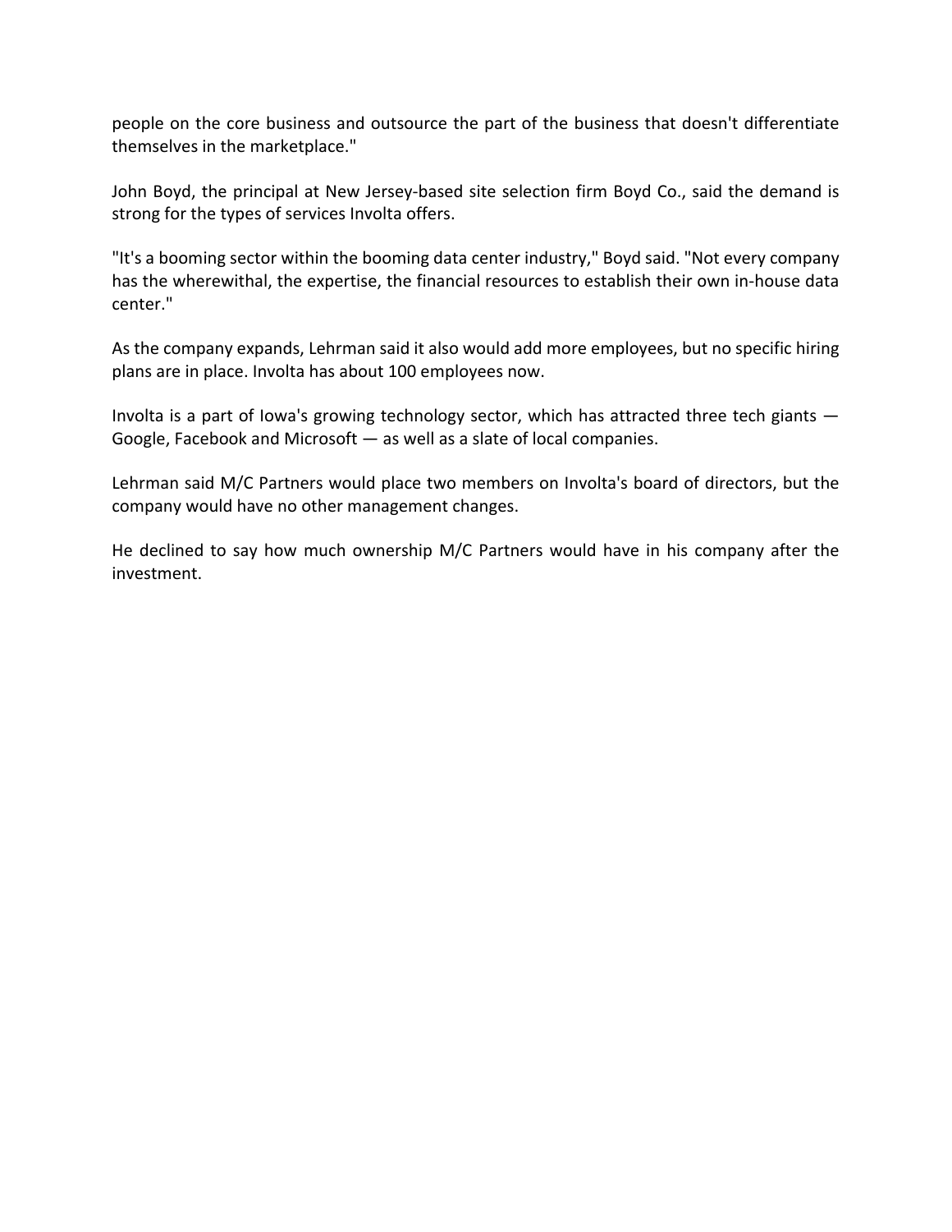people on the core business and outsource the part of the business that doesn't differentiate themselves in the marketplace."

John Boyd, the principal at New Jersey-based site selection firm Boyd Co., said the demand is strong for the types of services Involta offers.

"It's a booming sector within the booming data center industry," Boyd said. "Not every company has the wherewithal, the expertise, the financial resources to establish their own in-house data center."

As the company expands, Lehrman said it also would add more employees, but no specific hiring plans are in place. Involta has about 100 employees now.

Involta is a part of Iowa's growing technology sector, which has attracted three tech giants — Google, Facebook and Microsoft — as well as a slate of local companies.

Lehrman said M/C Partners would place two members on Involta's board of directors, but the company would have no other management changes.

He declined to say how much ownership M/C Partners would have in his company after the investment.